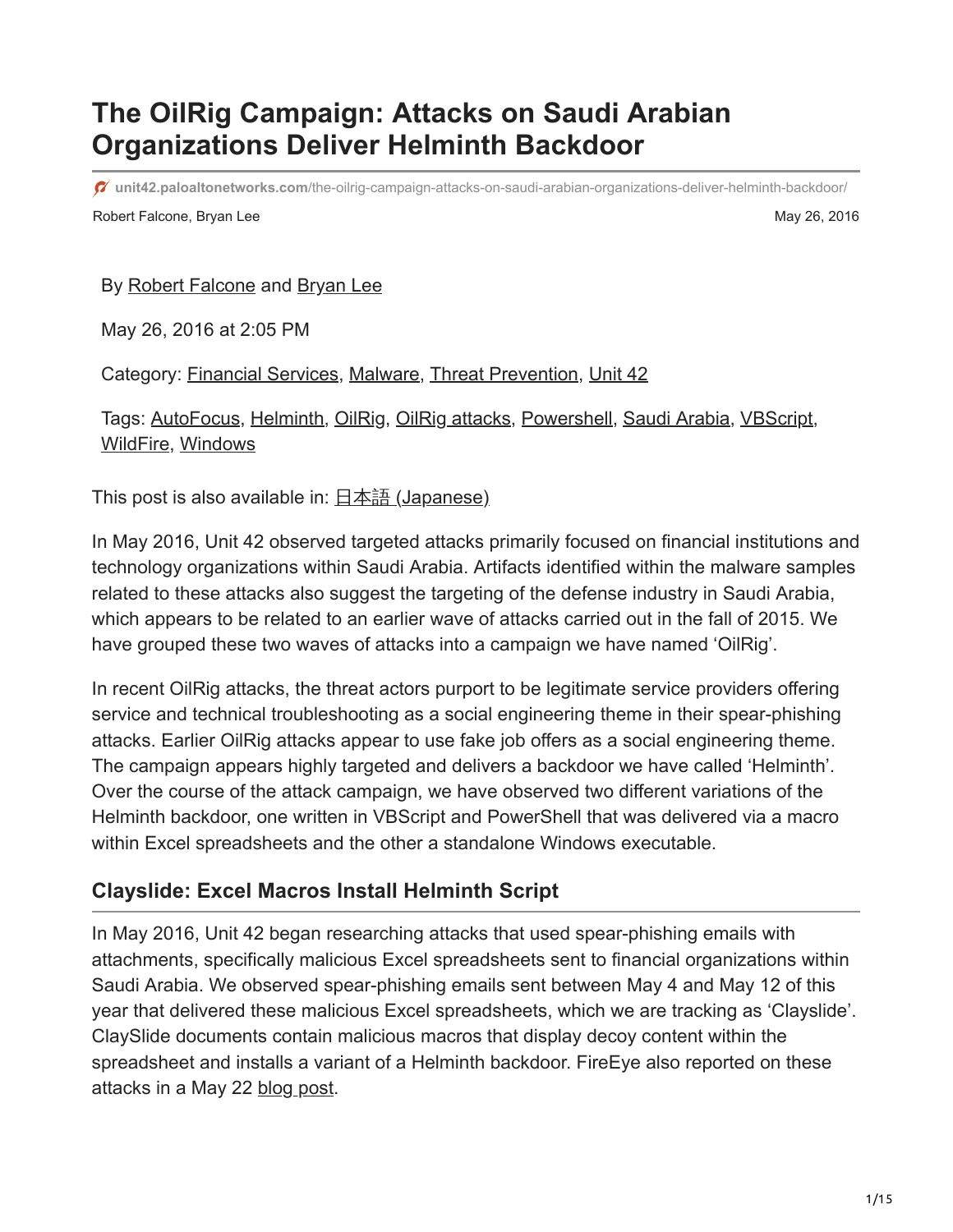# The OilRig Campaign: Attacks on Saudi Arabian Organizations Deliver Helminth Backdoor

unit42.paloaltonetworks.com/the-oilrig-campaign-attacks-on-saudi-arabian-organizations-deliver-helminth-backdoor/

Robert Falcone, Bryan Lee — May 26, 2016

By Robert Falcone and Bryan Lee

May 26, 2016 at 2:05 PM

Category: Financial Services, Malware, Threat Prevention, Unit 42

Tags: AutoFocus, Helminth, OilRig, OilRig attacks, Powershell, Saudi Arabia, VBScript, WildFire, Windows

This post is also available in: 日本語 (Japanese)

In May 2016, Unit 42 observed targeted attacks primarily focused on financial institutions and technology organizations within Saudi Arabia. Artifacts identified within the malware samples related to these attacks also suggest the targeting of the defense industry in Saudi Arabia, which appears to be related to an earlier wave of attacks carried out in the fall of 2015. We have grouped these two waves of attacks into a campaign we have named 'OilRig'.

In recent OilRig attacks, the threat actors purport to be legitimate service providers offering service and technical troubleshooting as a social engineering theme in their spear-phishing attacks. Earlier OilRig attacks appear to use fake job offers as a social engineering theme. The campaign appears highly targeted and delivers a backdoor we have called 'Helminth'. Over the course of the attack campaign, we have observed two different variations of the Helminth backdoor, one written in VBScript and PowerShell that was delivered via a macro within Excel spreadsheets and the other a standalone Windows executable.

## Clayslide: Excel Macros Install Helminth Script

In May 2016, Unit 42 began researching attacks that used spear-phishing emails with attachments, specifically malicious Excel spreadsheets sent to financial organizations within Saudi Arabia. We observed spear-phishing emails sent between May 4 and May 12 of this year that delivered these malicious Excel spreadsheets, which we are tracking as 'Clayslide'. ClaySlide documents contain malicious macros that display decoy content within the spreadsheet and installs a variant of a Helminth backdoor. FireEye also reported on these attacks in a May 22 blog post.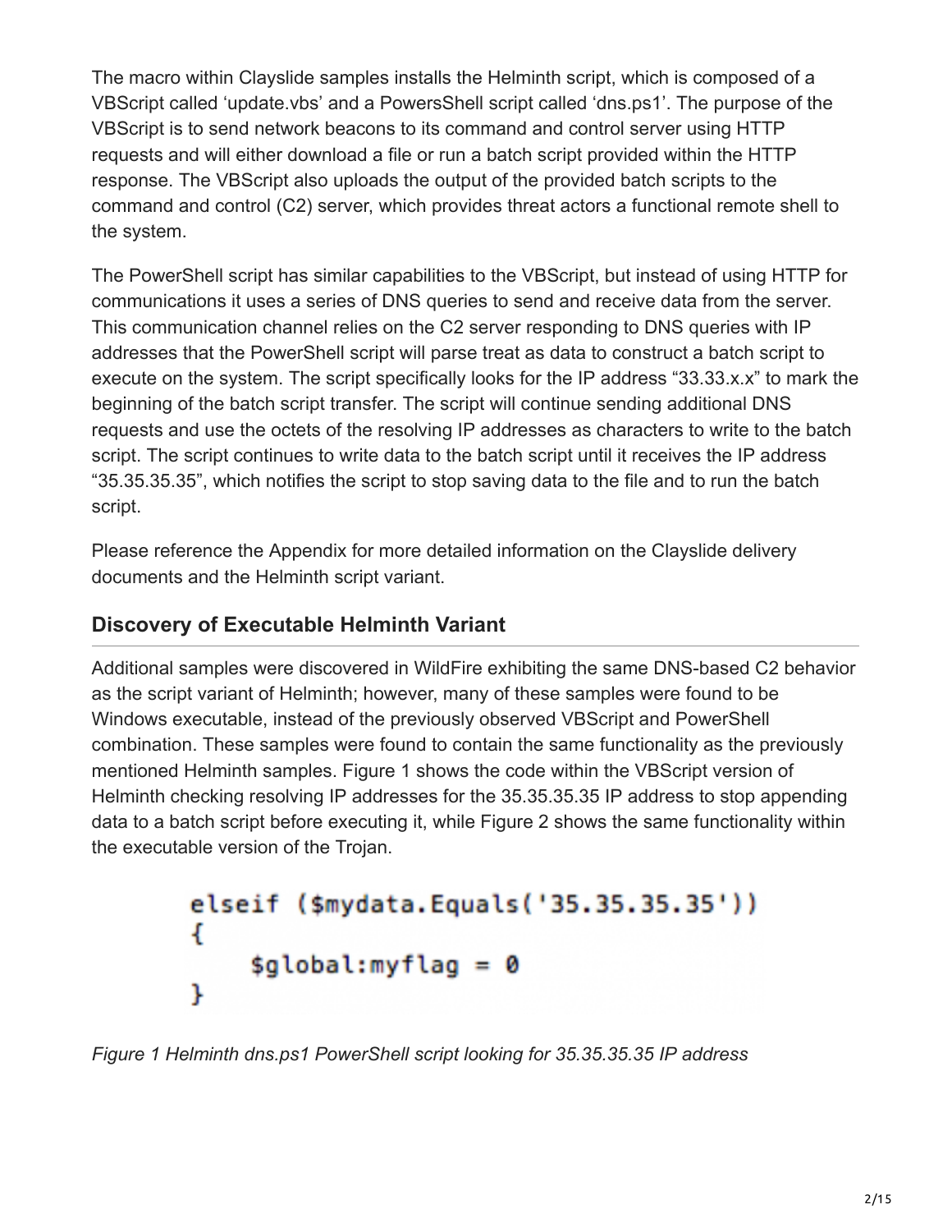The macro within Clayslide samples installs the Helminth script, which is composed of a VBScript called 'update.vbs' and a PowersShell script called 'dns.ps1'. The purpose of the VBScript is to send network beacons to its command and control server using HTTP requests and will either download a file or run a batch script provided within the HTTP response. The VBScript also uploads the output of the provided batch scripts to the command and control (C2) server, which provides threat actors a functional remote shell to the system.

The PowerShell script has similar capabilities to the VBScript, but instead of using HTTP for communications it uses a series of DNS queries to send and receive data from the server. This communication channel relies on the C2 server responding to DNS queries with IP addresses that the PowerShell script will parse treat as data to construct a batch script to execute on the system. The script specifically looks for the IP address "33.33.x.x" to mark the beginning of the batch script transfer. The script will continue sending additional DNS requests and use the octets of the resolving IP addresses as characters to write to the batch script. The script continues to write data to the batch script until it receives the IP address "35.35.35.35", which notifies the script to stop saving data to the file and to run the batch script.

Please reference the Appendix for more detailed information on the Clayslide delivery documents and the Helminth script variant.

## Discovery of Executable Helminth Variant

Additional samples were discovered in WildFire exhibiting the same DNS-based C2 behavior as the script variant of Helminth; however, many of these samples were found to be Windows executable, instead of the previously observed VBScript and PowerShell combination. These samples were found to contain the same functionality as the previously mentioned Helminth samples. Figure 1 shows the code within the VBScript version of Helminth checking resolving IP addresses for the 35.35.35.35 IP address to stop appending data to a batch script before executing it, while Figure 2 shows the same functionality within the executable version of the Trojan.

```
elseif ($mydata.Equals('35.35.35.35'))
{
    $global:myflag = 0
}
```

*Figure 1 Helminth dns.ps1 PowerShell script looking for 35.35.35.35 IP address*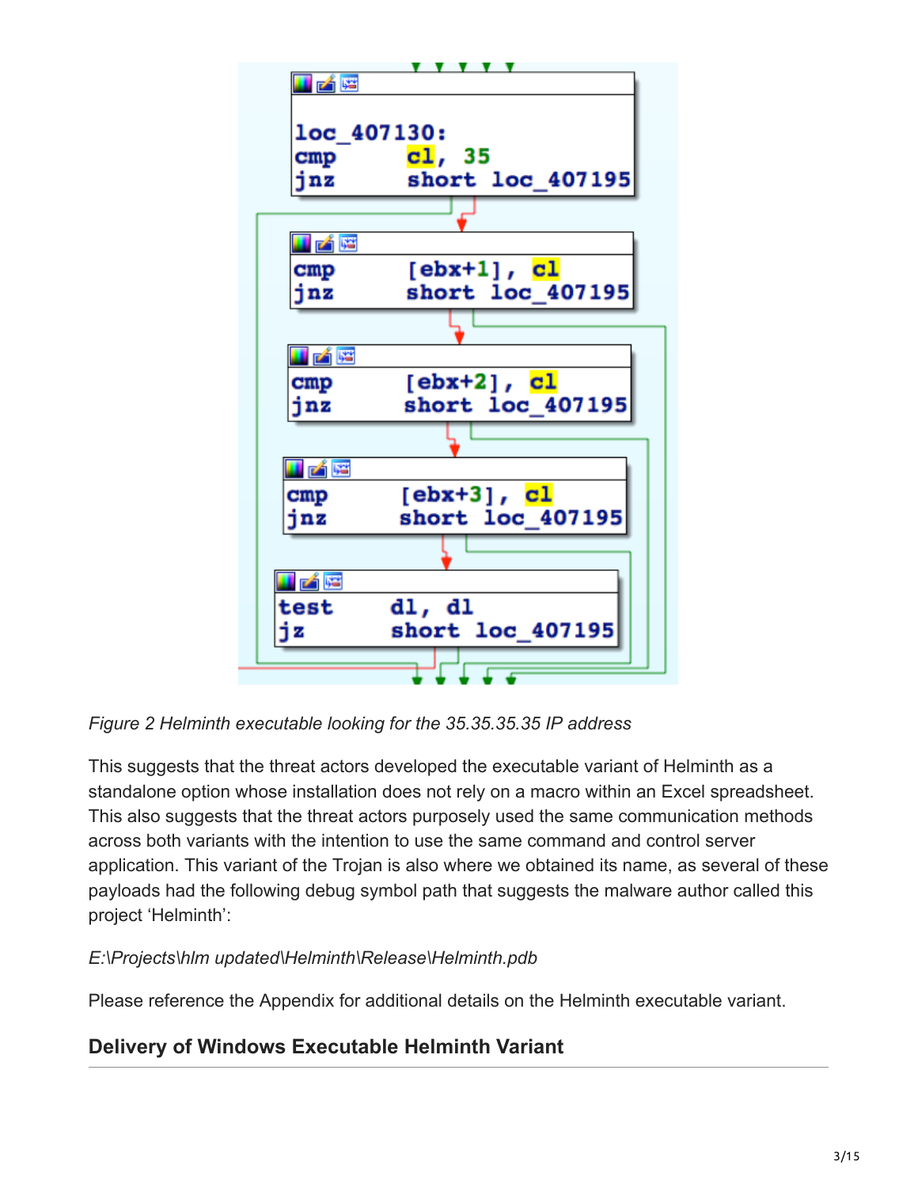```
loc_407130:
cmp     cl, 35
jnz     short loc_407195

cmp     [ebx+1], cl
jnz     short loc_407195

cmp     [ebx+2], cl
jnz     short loc_407195

cmp     [ebx+3], cl
jnz     short loc_407195

test    dl, dl
jz      short loc_407195
```

*Figure 2 Helminth executable looking for the 35.35.35.35 IP address*

This suggests that the threat actors developed the executable variant of Helminth as a standalone option whose installation does not rely on a macro within an Excel spreadsheet. This also suggests that the threat actors purposely used the same communication methods across both variants with the intention to use the same command and control server application. This variant of the Trojan is also where we obtained its name, as several of these payloads had the following debug symbol path that suggests the malware author called this project 'Helminth':

*E:\Projects\hlm updated\Helminth\Release\Helminth.pdb*

Please reference the Appendix for additional details on the Helminth executable variant.

## Delivery of Windows Executable Helminth Variant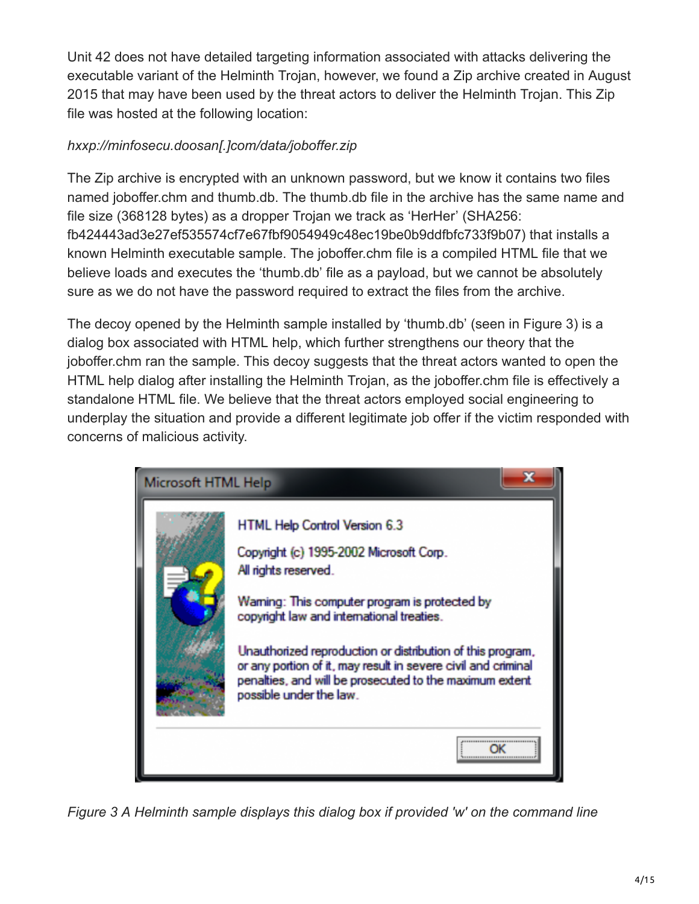Unit 42 does not have detailed targeting information associated with attacks delivering the executable variant of the Helminth Trojan, however, we found a Zip archive created in August 2015 that may have been used by the threat actors to deliver the Helminth Trojan. This Zip file was hosted at the following location:

*hxxp://minfosecu.doosan[.]com/data/joboffer.zip*

The Zip archive is encrypted with an unknown password, but we know it contains two files named joboffer.chm and thumb.db. The thumb.db file in the archive has the same name and file size (368128 bytes) as a dropper Trojan we track as 'HerHer' (SHA256: fb424443ad3e27ef535574cf7e67fbf9054949c48ec19be0b9ddfbfc733f9b07) that installs a known Helminth executable sample. The joboffer.chm file is a compiled HTML file that we believe loads and executes the 'thumb.db' file as a payload, but we cannot be absolutely sure as we do not have the password required to extract the files from the archive.

The decoy opened by the Helminth sample installed by 'thumb.db' (seen in Figure 3) is a dialog box associated with HTML help, which further strengthens our theory that the joboffer.chm ran the sample. This decoy suggests that the threat actors wanted to open the HTML help dialog after installing the Helminth Trojan, as the joboffer.chm file is effectively a standalone HTML file. We believe that the threat actors employed social engineering to underplay the situation and provide a different legitimate job offer if the victim responded with concerns of malicious activity.

*Figure 3 A Helminth sample displays this dialog box if provided 'w' on the command line*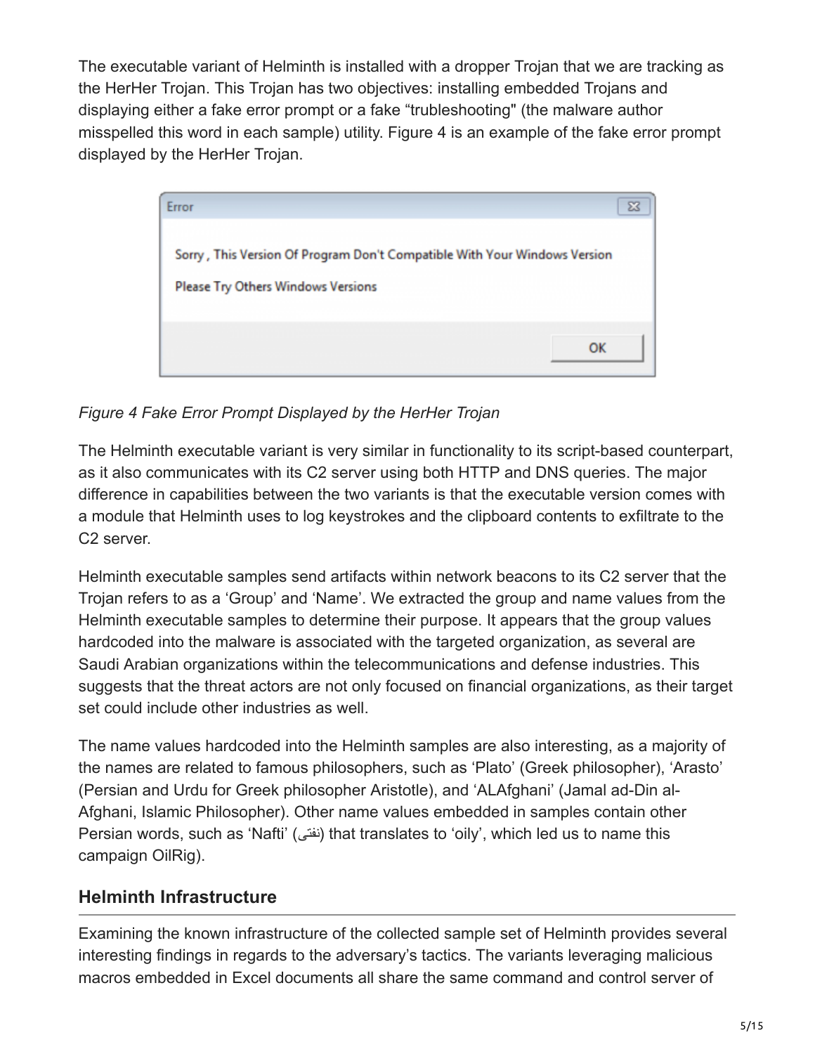The executable variant of Helminth is installed with a dropper Trojan that we are tracking as the HerHer Trojan. This Trojan has two objectives: installing embedded Trojans and displaying either a fake error prompt or a fake "trubleshooting" (the malware author misspelled this word in each sample) utility. Figure 4 is an example of the fake error prompt displayed by the HerHer Trojan.

*Figure 4 Fake Error Prompt Displayed by the HerHer Trojan*

The Helminth executable variant is very similar in functionality to its script-based counterpart, as it also communicates with its C2 server using both HTTP and DNS queries. The major difference in capabilities between the two variants is that the executable version comes with a module that Helminth uses to log keystrokes and the clipboard contents to exfiltrate to the C2 server.

Helminth executable samples send artifacts within network beacons to its C2 server that the Trojan refers to as a 'Group' and 'Name'. We extracted the group and name values from the Helminth executable samples to determine their purpose. It appears that the group values hardcoded into the malware is associated with the targeted organization, as several are Saudi Arabian organizations within the telecommunications and defense industries. This suggests that the threat actors are not only focused on financial organizations, as their target set could include other industries as well.

The name values hardcoded into the Helminth samples are also interesting, as a majority of the names are related to famous philosophers, such as 'Plato' (Greek philosopher), 'Arasto' (Persian and Urdu for Greek philosopher Aristotle), and 'ALAfghani' (Jamal ad-Din al-Afghani, Islamic Philosopher). Other name values embedded in samples contain other Persian words, such as 'Nafti' (نفتی) that translates to 'oily', which led us to name this campaign OilRig).

## Helminth Infrastructure

Examining the known infrastructure of the collected sample set of Helminth provides several interesting findings in regards to the adversary's tactics. The variants leveraging malicious macros embedded in Excel documents all share the same command and control server of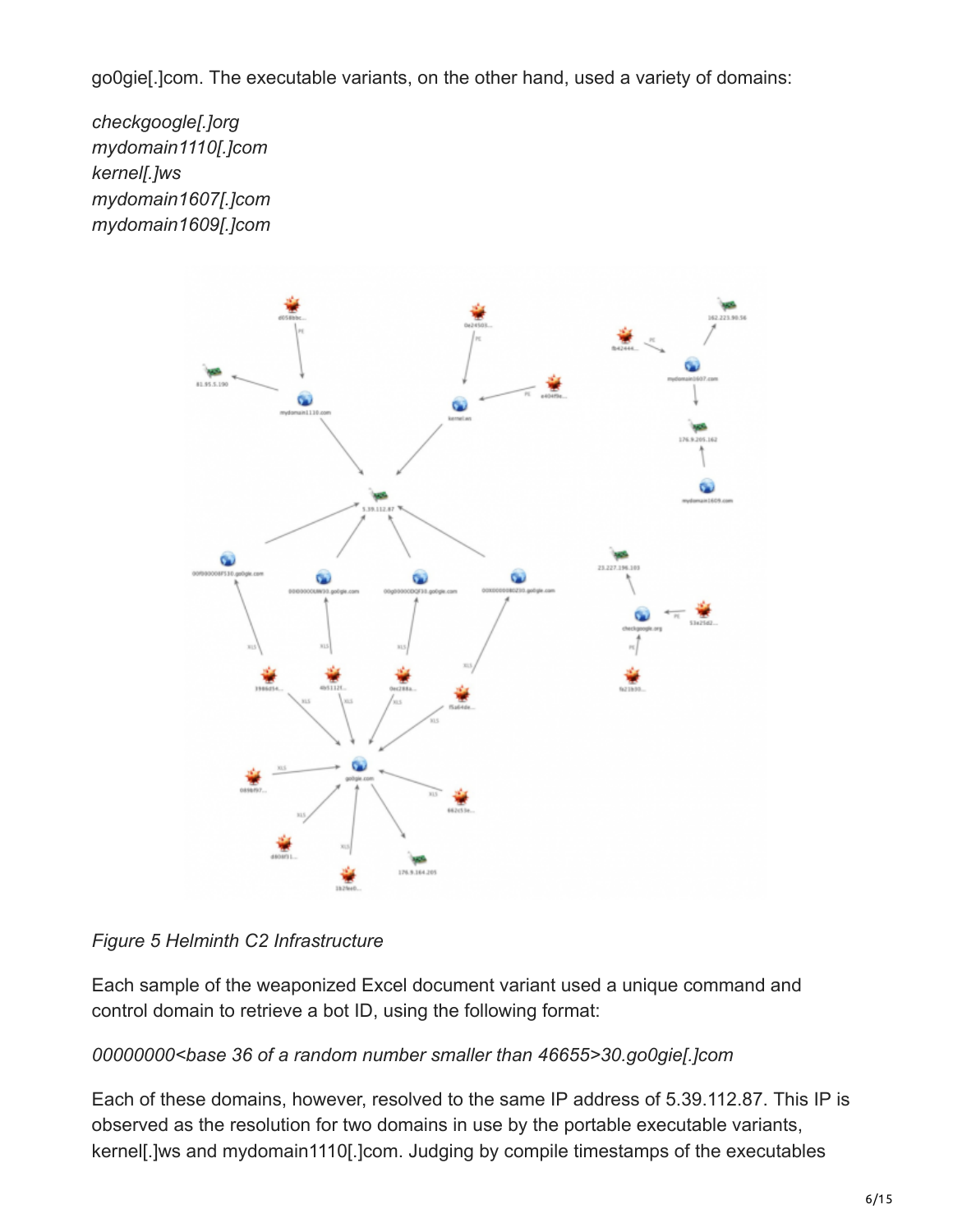go0gie[.]com. The executable variants, on the other hand, used a variety of domains:

*checkgoogle[.]org*
*mydomain1110[.]com*
*kernel[.]ws*
*mydomain1607[.]com*
*mydomain1609[.]com*

*Figure 5 Helminth C2 Infrastructure*

Each sample of the weaponized Excel document variant used a unique command and control domain to retrieve a bot ID, using the following format:

*00000000<base 36 of a random number smaller than 46655>30.go0gie[.]com*

Each of these domains, however, resolved to the same IP address of 5.39.112.87. This IP is observed as the resolution for two domains in use by the portable executable variants, kernel[.]ws and mydomain1110[.]com. Judging by compile timestamps of the executables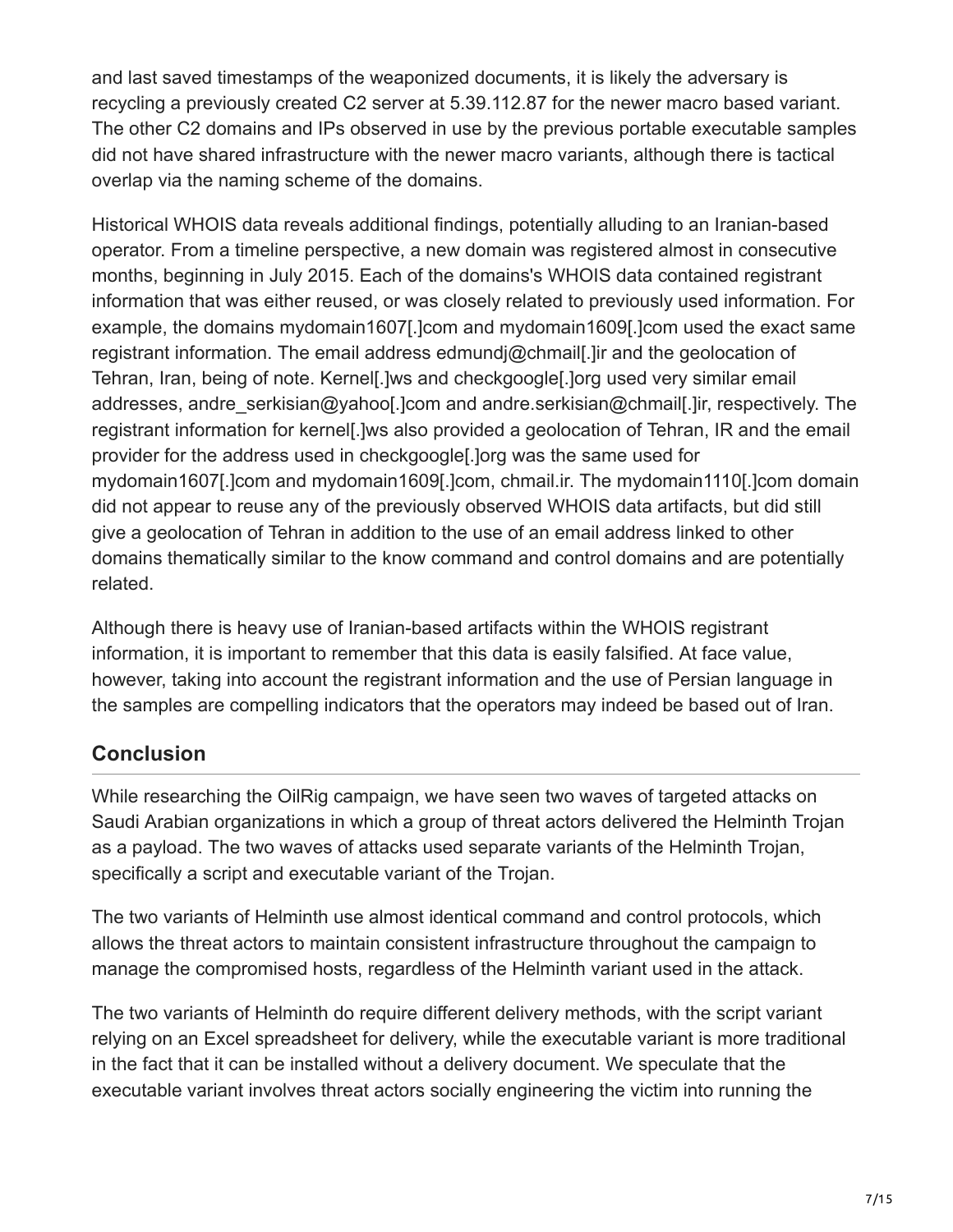and last saved timestamps of the weaponized documents, it is likely the adversary is recycling a previously created C2 server at 5.39.112.87 for the newer macro based variant. The other C2 domains and IPs observed in use by the previous portable executable samples did not have shared infrastructure with the newer macro variants, although there is tactical overlap via the naming scheme of the domains.

Historical WHOIS data reveals additional findings, potentially alluding to an Iranian-based operator. From a timeline perspective, a new domain was registered almost in consecutive months, beginning in July 2015. Each of the domains's WHOIS data contained registrant information that was either reused, or was closely related to previously used information. For example, the domains mydomain1607[.]com and mydomain1609[.]com used the exact same registrant information. The email address edmundj@chmail[.]ir and the geolocation of Tehran, Iran, being of note. Kernel[.]ws and checkgoogle[.]org used very similar email addresses, andre_serkisian@yahoo[.]com and andre.serkisian@chmail[.]ir, respectively. The registrant information for kernel[.]ws also provided a geolocation of Tehran, IR and the email provider for the address used in checkgoogle[.]org was the same used for mydomain1607[.]com and mydomain1609[.]com, chmail.ir. The mydomain1110[.]com domain did not appear to reuse any of the previously observed WHOIS data artifacts, but did still give a geolocation of Tehran in addition to the use of an email address linked to other domains thematically similar to the know command and control domains and are potentially related.

Although there is heavy use of Iranian-based artifacts within the WHOIS registrant information, it is important to remember that this data is easily falsified. At face value, however, taking into account the registrant information and the use of Persian language in the samples are compelling indicators that the operators may indeed be based out of Iran.

## Conclusion

While researching the OilRig campaign, we have seen two waves of targeted attacks on Saudi Arabian organizations in which a group of threat actors delivered the Helminth Trojan as a payload. The two waves of attacks used separate variants of the Helminth Trojan, specifically a script and executable variant of the Trojan.

The two variants of Helminth use almost identical command and control protocols, which allows the threat actors to maintain consistent infrastructure throughout the campaign to manage the compromised hosts, regardless of the Helminth variant used in the attack.

The two variants of Helminth do require different delivery methods, with the script variant relying on an Excel spreadsheet for delivery, while the executable variant is more traditional in the fact that it can be installed without a delivery document. We speculate that the executable variant involves threat actors socially engineering the victim into running the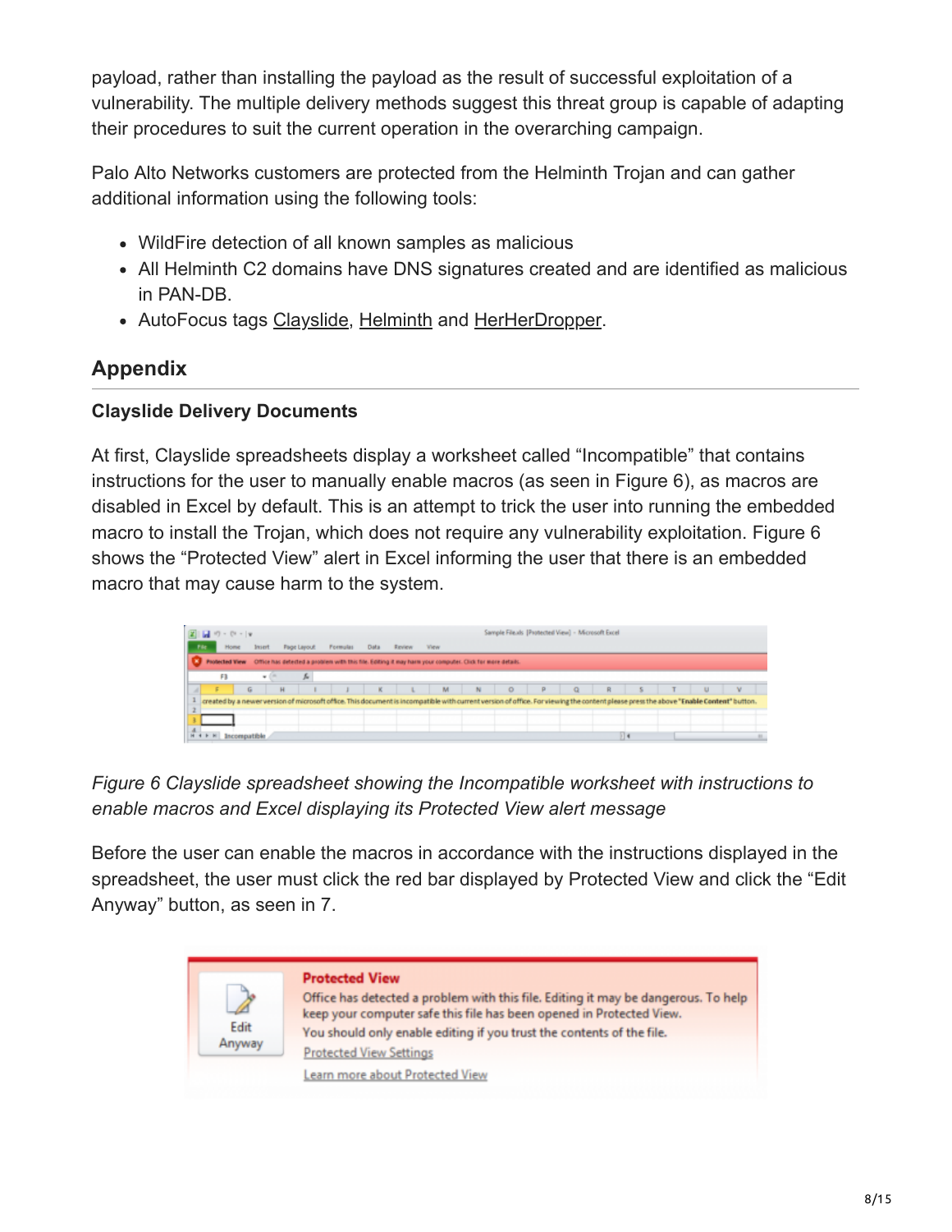payload, rather than installing the payload as the result of successful exploitation of a vulnerability. The multiple delivery methods suggest this threat group is capable of adapting their procedures to suit the current operation in the overarching campaign.

Palo Alto Networks customers are protected from the Helminth Trojan and can gather additional information using the following tools:

- WildFire detection of all known samples as malicious
- All Helminth C2 domains have DNS signatures created and are identified as malicious in PAN-DB.
- AutoFocus tags Clayslide, Helminth and HerHerDropper.

## Appendix

### Clayslide Delivery Documents

At first, Clayslide spreadsheets display a worksheet called "Incompatible" that contains instructions for the user to manually enable macros (as seen in Figure 6), as macros are disabled in Excel by default. This is an attempt to trick the user into running the embedded macro to install the Trojan, which does not require any vulnerability exploitation. Figure 6 shows the "Protected View" alert in Excel informing the user that there is an embedded macro that may cause harm to the system.

*Figure 6 Clayslide spreadsheet showing the Incompatible worksheet with instructions to enable macros and Excel displaying its Protected View alert message*

Before the user can enable the macros in accordance with the instructions displayed in the spreadsheet, the user must click the red bar displayed by Protected View and click the "Edit Anyway" button, as seen in 7.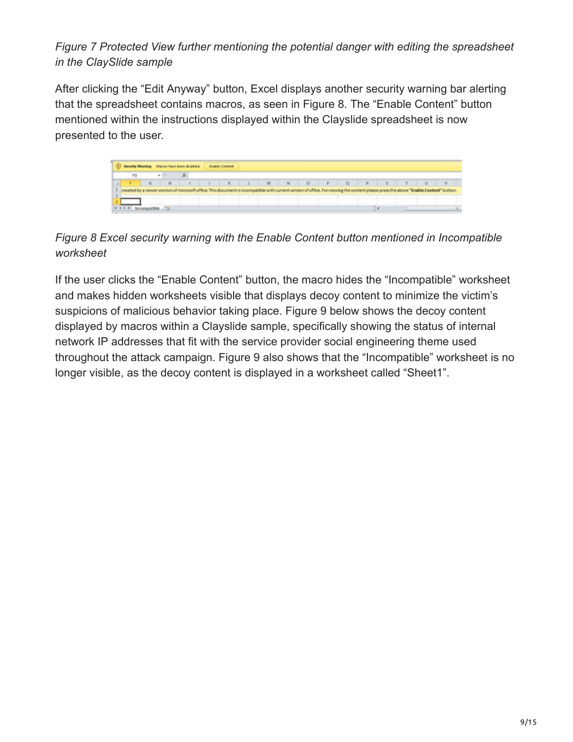*Figure 7 Protected View further mentioning the potential danger with editing the spreadsheet in the ClaySlide sample*

After clicking the "Edit Anyway" button, Excel displays another security warning bar alerting that the spreadsheet contains macros, as seen in Figure 8. The "Enable Content" button mentioned within the instructions displayed within the Clayslide spreadsheet is now presented to the user.

*Figure 8 Excel security warning with the Enable Content button mentioned in Incompatible worksheet*

If the user clicks the "Enable Content" button, the macro hides the "Incompatible" worksheet and makes hidden worksheets visible that displays decoy content to minimize the victim's suspicions of malicious behavior taking place. Figure 9 below shows the decoy content displayed by macros within a Clayslide sample, specifically showing the status of internal network IP addresses that fit with the service provider social engineering theme used throughout the attack campaign. Figure 9 also shows that the "Incompatible" worksheet is no longer visible, as the decoy content is displayed in a worksheet called "Sheet1".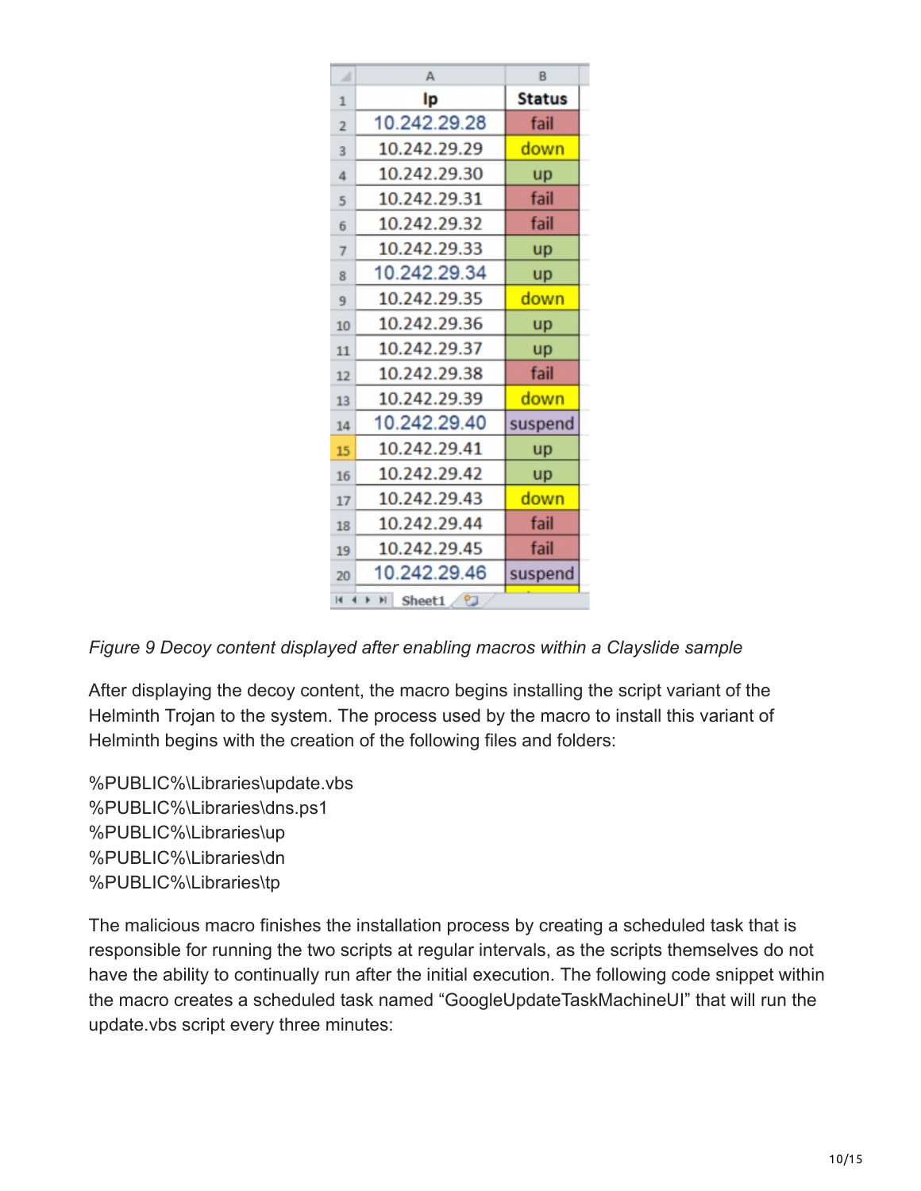| Ip | Status |
|---|---|
| 10.242.29.28 | fail |
| 10.242.29.29 | down |
| 10.242.29.30 | up |
| 10.242.29.31 | fail |
| 10.242.29.32 | fail |
| 10.242.29.33 | up |
| 10.242.29.34 | up |
| 10.242.29.35 | down |
| 10.242.29.36 | up |
| 10.242.29.37 | up |
| 10.242.29.38 | fail |
| 10.242.29.39 | down |
| 10.242.29.40 | suspend |
| 10.242.29.41 | up |
| 10.242.29.42 | up |
| 10.242.29.43 | down |
| 10.242.29.44 | fail |
| 10.242.29.45 | fail |
| 10.242.29.46 | suspend |

*Figure 9 Decoy content displayed after enabling macros within a Clayslide sample*

After displaying the decoy content, the macro begins installing the script variant of the Helminth Trojan to the system. The process used by the macro to install this variant of Helminth begins with the creation of the following files and folders:

%PUBLIC%\Libraries\update.vbs
%PUBLIC%\Libraries\dns.ps1
%PUBLIC%\Libraries\up
%PUBLIC%\Libraries\dn
%PUBLIC%\Libraries\tp

The malicious macro finishes the installation process by creating a scheduled task that is responsible for running the two scripts at regular intervals, as the scripts themselves do not have the ability to continually run after the initial execution. The following code snippet within the macro creates a scheduled task named "GoogleUpdateTaskMachineUI" that will run the update.vbs script every three minutes: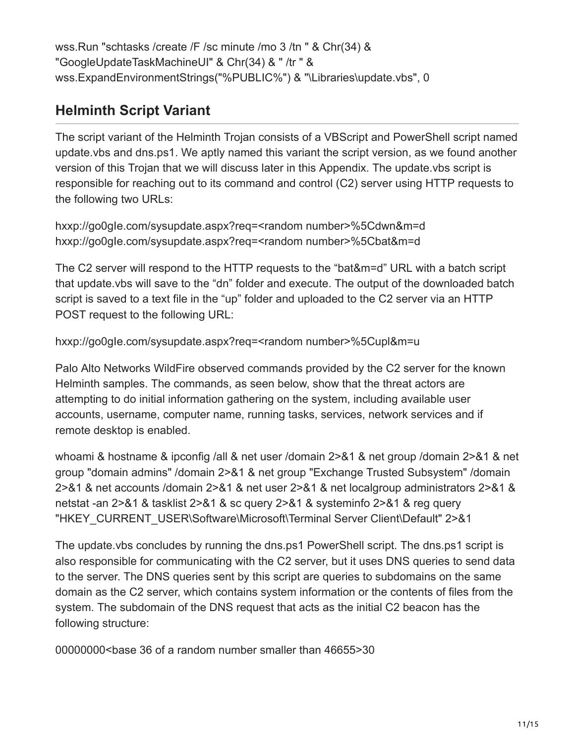```
wss.Run "schtasks /create /F /sc minute /mo 3 /tn " & Chr(34) & "GoogleUpdateTaskMachineUI" & Chr(34) & " /tr " & wss.ExpandEnvironmentStrings("%PUBLIC%") & "\Libraries\update.vbs", 0
```

## Helminth Script Variant

The script variant of the Helminth Trojan consists of a VBScript and PowerShell script named update.vbs and dns.ps1. We aptly named this variant the script version, as we found another version of this Trojan that we will discuss later in this Appendix. The update.vbs script is responsible for reaching out to its command and control (C2) server using HTTP requests to the following two URLs:

```
hxxp://go0gIe.com/sysupdate.aspx?req=<random number>%5Cdwn&m=d
hxxp://go0gIe.com/sysupdate.aspx?req=<random number>%5Cbat&m=d
```

The C2 server will respond to the HTTP requests to the "bat&m=d" URL with a batch script that update.vbs will save to the "dn" folder and execute. The output of the downloaded batch script is saved to a text file in the "up" folder and uploaded to the C2 server via an HTTP POST request to the following URL:

```
hxxp://go0gIe.com/sysupdate.aspx?req=<random number>%5Cupl&m=u
```

Palo Alto Networks WildFire observed commands provided by the C2 server for the known Helminth samples. The commands, as seen below, show that the threat actors are attempting to do initial information gathering on the system, including available user accounts, username, computer name, running tasks, services, network services and if remote desktop is enabled.

```
whoami & hostname & ipconfig /all & net user /domain 2>&1 & net group /domain 2>&1 & net group "domain admins" /domain 2>&1 & net group "Exchange Trusted Subsystem" /domain 2>&1 & net accounts /domain 2>&1 & net user 2>&1 & net localgroup administrators 2>&1 & netstat -an 2>&1 & tasklist 2>&1 & sc query 2>&1 & systeminfo 2>&1 & reg query "HKEY_CURRENT_USER\Software\Microsoft\Terminal Server Client\Default" 2>&1
```

The update.vbs concludes by running the dns.ps1 PowerShell script. The dns.ps1 script is also responsible for communicating with the C2 server, but it uses DNS queries to send data to the server. The DNS queries sent by this script are queries to subdomains on the same domain as the C2 server, which contains system information or the contents of files from the system. The subdomain of the DNS request that acts as the initial C2 beacon has the following structure:

```
00000000<base 36 of a random number smaller than 46655>30
```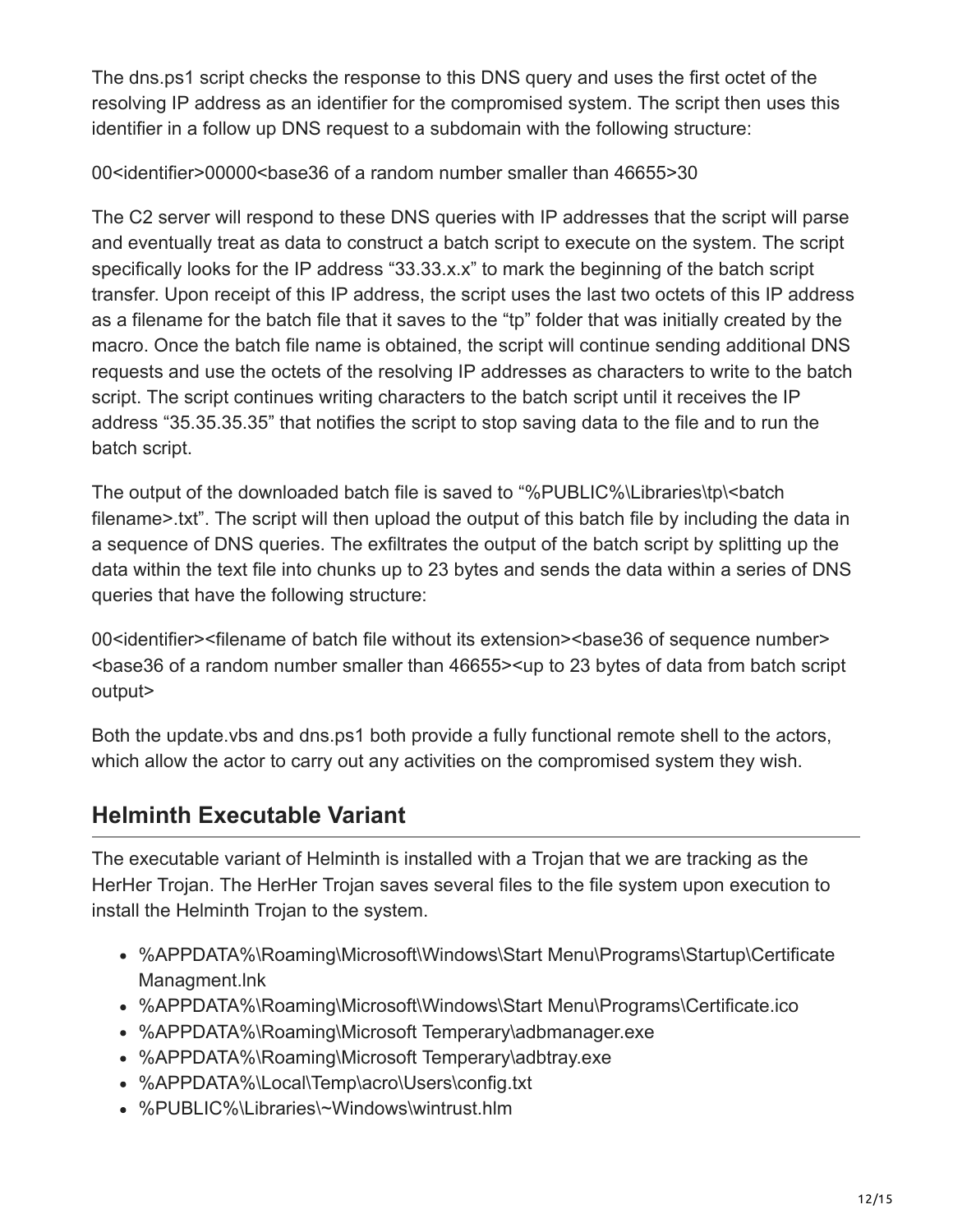The dns.ps1 script checks the response to this DNS query and uses the first octet of the resolving IP address as an identifier for the compromised system. The script then uses this identifier in a follow up DNS request to a subdomain with the following structure:

00<identifier>00000<base36 of a random number smaller than 46655>30

The C2 server will respond to these DNS queries with IP addresses that the script will parse and eventually treat as data to construct a batch script to execute on the system. The script specifically looks for the IP address “33.33.x.x” to mark the beginning of the batch script transfer. Upon receipt of this IP address, the script uses the last two octets of this IP address as a filename for the batch file that it saves to the “tp” folder that was initially created by the macro. Once the batch file name is obtained, the script will continue sending additional DNS requests and use the octets of the resolving IP addresses as characters to write to the batch script. The script continues writing characters to the batch script until it receives the IP address “35.35.35.35” that notifies the script to stop saving data to the file and to run the batch script.

The output of the downloaded batch file is saved to “%PUBLIC%\Libraries\tp\<batch filename>.txt”. The script will then upload the output of this batch file by including the data in a sequence of DNS queries. The exfiltrates the output of the batch script by splitting up the data within the text file into chunks up to 23 bytes and sends the data within a series of DNS queries that have the following structure:

00<identifier><filename of batch file without its extension><base36 of sequence number><base36 of a random number smaller than 46655><up to 23 bytes of data from batch script output>

Both the update.vbs and dns.ps1 both provide a fully functional remote shell to the actors, which allow the actor to carry out any activities on the compromised system they wish.

## Helminth Executable Variant

The executable variant of Helminth is installed with a Trojan that we are tracking as the HerHer Trojan. The HerHer Trojan saves several files to the file system upon execution to install the Helminth Trojan to the system.

- %APPDATA%\Roaming\Microsoft\Windows\Start Menu\Programs\Startup\Certificate Managment.lnk
- %APPDATA%\Roaming\Microsoft\Windows\Start Menu\Programs\Certificate.ico
- %APPDATA%\Roaming\Microsoft Temperary\adbmanager.exe
- %APPDATA%\Roaming\Microsoft Temperary\adbtray.exe
- %APPDATA%\Local\Temp\acro\Users\config.txt
- %PUBLIC%\Libraries\~Windows\wintrust.hlm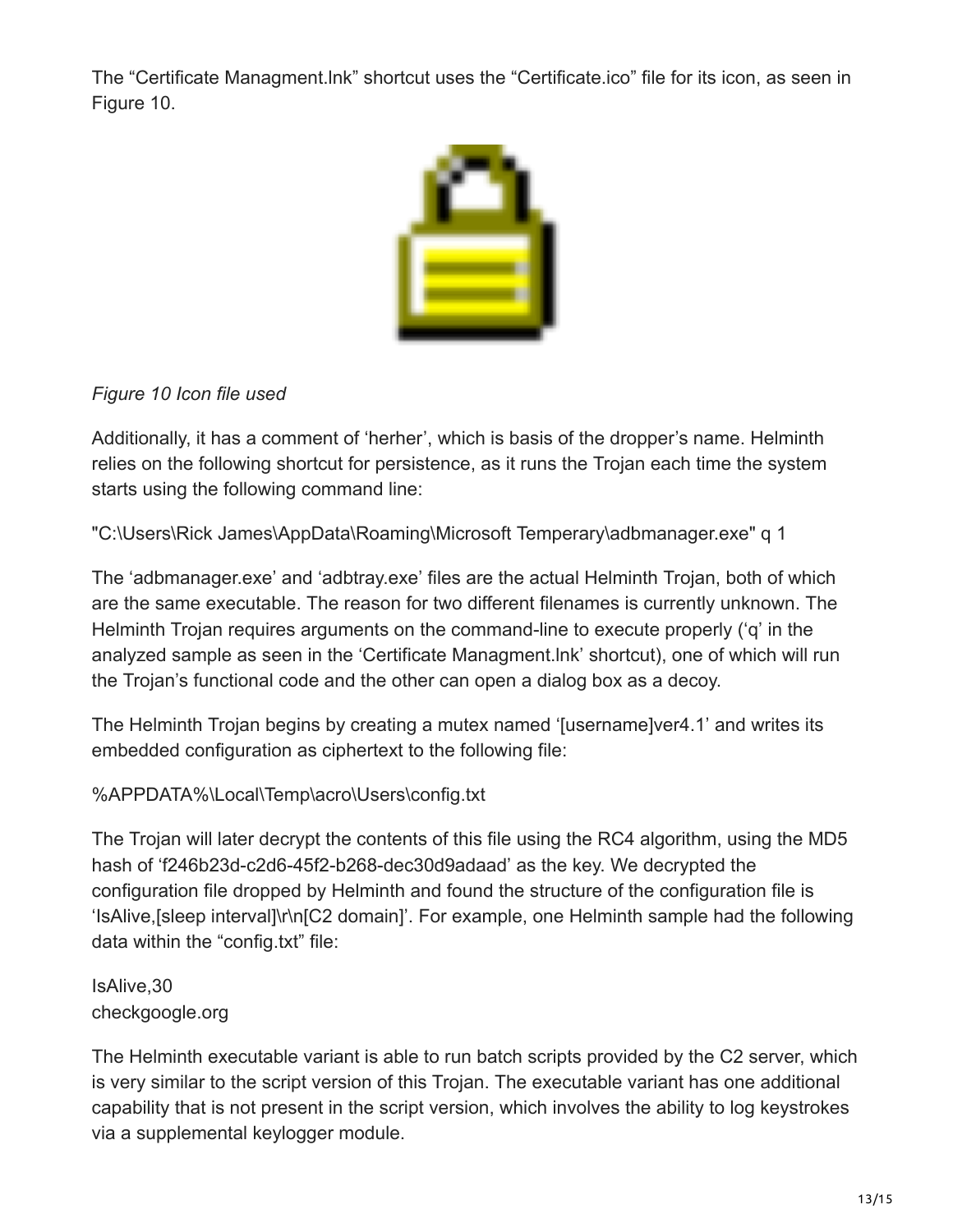The “Certificate Managment.lnk” shortcut uses the “Certificate.ico” file for its icon, as seen in Figure 10.

*Figure 10 Icon file used*

Additionally, it has a comment of ‘herher’, which is basis of the dropper’s name. Helminth relies on the following shortcut for persistence, as it runs the Trojan each time the system starts using the following command line:

"C:\Users\Rick James\AppData\Roaming\Microsoft Temperary\adbmanager.exe" q 1

The ‘adbmanager.exe’ and ‘adbtray.exe’ files are the actual Helminth Trojan, both of which are the same executable. The reason for two different filenames is currently unknown. The Helminth Trojan requires arguments on the command-line to execute properly (‘q’ in the analyzed sample as seen in the ‘Certificate Managment.lnk’ shortcut), one of which will run the Trojan’s functional code and the other can open a dialog box as a decoy.

The Helminth Trojan begins by creating a mutex named ‘[username]ver4.1’ and writes its embedded configuration as ciphertext to the following file:

%APPDATA%\Local\Temp\acro\Users\config.txt

The Trojan will later decrypt the contents of this file using the RC4 algorithm, using the MD5 hash of ‘f246b23d-c2d6-45f2-b268-dec30d9adaad’ as the key. We decrypted the configuration file dropped by Helminth and found the structure of the configuration file is ‘IsAlive,[sleep interval]\r\n[C2 domain]’. For example, one Helminth sample had the following data within the “config.txt” file:

IsAlive,30
checkgoogle.org

The Helminth executable variant is able to run batch scripts provided by the C2 server, which is very similar to the script version of this Trojan. The executable variant has one additional capability that is not present in the script version, which involves the ability to log keystrokes via a supplemental keylogger module.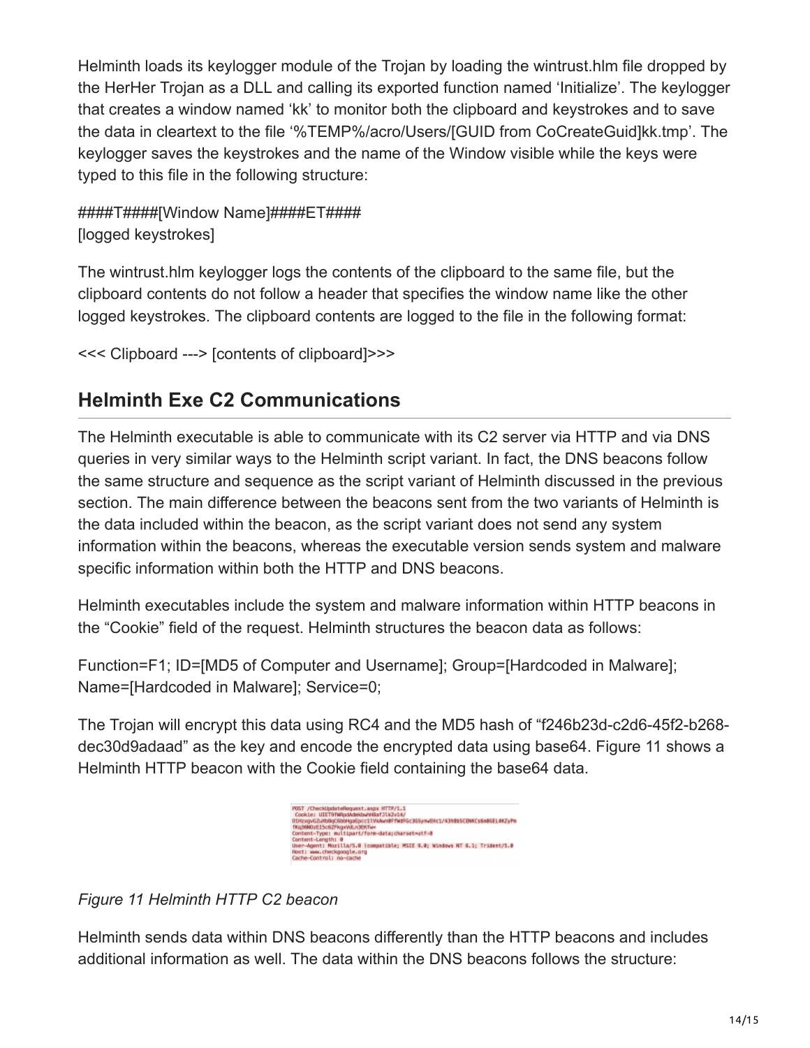Helminth loads its keylogger module of the Trojan by loading the wintrust.hlm file dropped by the HerHer Trojan as a DLL and calling its exported function named 'Initialize'. The keylogger that creates a window named 'kk' to monitor both the clipboard and keystrokes and to save the data in cleartext to the file '%TEMP%/acro/Users/[GUID from CoCreateGuid]kk.tmp'. The keylogger saves the keystrokes and the name of the Window visible while the keys were typed to this file in the following structure:

####T####[Window Name]####ET####
[logged keystrokes]

The wintrust.hlm keylogger logs the contents of the clipboard to the same file, but the clipboard contents do not follow a header that specifies the window name like the other logged keystrokes. The clipboard contents are logged to the file in the following format:

<<< Clipboard ---> [contents of clipboard]>>>

## Helminth Exe C2 Communications

The Helminth executable is able to communicate with its C2 server via HTTP and via DNS queries in very similar ways to the Helminth script variant. In fact, the DNS beacons follow the same structure and sequence as the script variant of Helminth discussed in the previous section. The main difference between the beacons sent from the two variants of Helminth is the data included within the beacon, as the script variant does not send any system information within the beacons, whereas the executable version sends system and malware specific information within both the HTTP and DNS beacons.

Helminth executables include the system and malware information within HTTP beacons in the "Cookie" field of the request. Helminth structures the beacon data as follows:

Function=F1; ID=[MD5 of Computer and Username]; Group=[Hardcoded in Malware]; Name=[Hardcoded in Malware]; Service=0;

The Trojan will encrypt this data using RC4 and the MD5 hash of "f246b23d-c2d6-45f2-b268-dec30d9adaad" as the key and encode the encrypted data using base64. Figure 11 shows a Helminth HTTP beacon with the Cookie field containing the base64 data.

*Figure 11 Helminth HTTP C2 beacon*

Helminth sends data within DNS beacons differently than the HTTP beacons and includes additional information as well. The data within the DNS beacons follows the structure: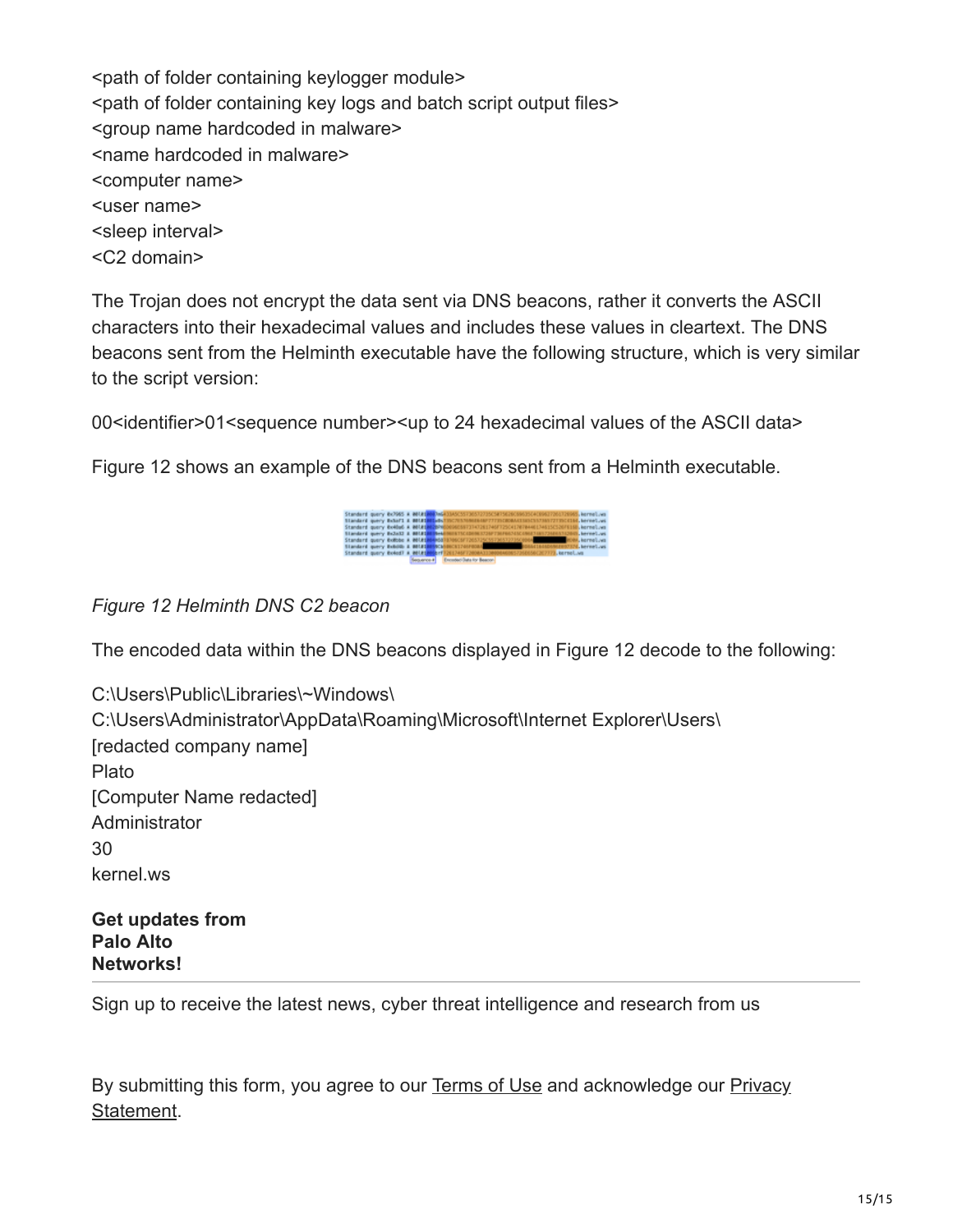<path of folder containing keylogger module>
<path of folder containing key logs and batch script output files>
<group name hardcoded in malware>
<name hardcoded in malware>
<computer name>
<user name>
<sleep interval>
<C2 domain>

The Trojan does not encrypt the data sent via DNS beacons, rather it converts the ASCII characters into their hexadecimal values and includes these values in cleartext. The DNS beacons sent from the Helminth executable have the following structure, which is very similar to the script version:

00<identifier>01<sequence number><up to 24 hexadecimal values of the ASCII data>

Figure 12 shows an example of the DNS beacons sent from a Helminth executable.

*Figure 12 Helminth DNS C2 beacon*

The encoded data within the DNS beacons displayed in Figure 12 decode to the following:

C:\Users\Public\Libraries\~Windows\
C:\Users\Administrator\AppData\Roaming\Microsoft\Internet Explorer\Users\
[redacted company name]
Plato
[Computer Name redacted]
Administrator
30
kernel.ws

**Get updates from Palo Alto Networks!**

Sign up to receive the latest news, cyber threat intelligence and research from us

By submitting this form, you agree to our Terms of Use and acknowledge our Privacy Statement.